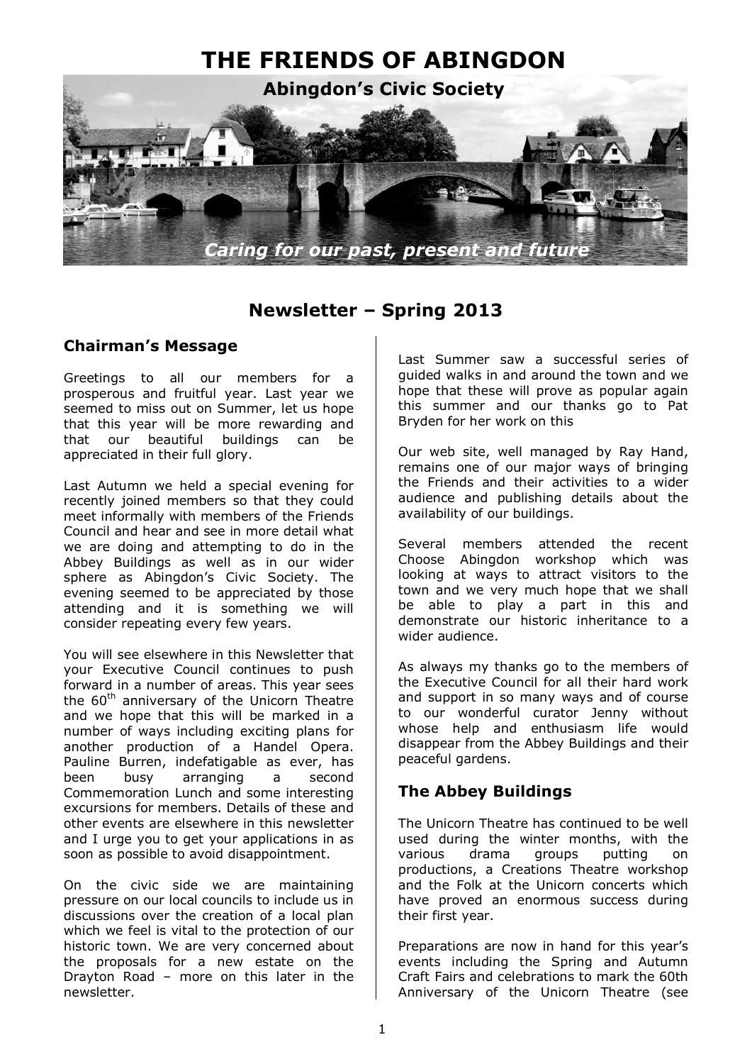# THE FRIENDS OF ABINGDON

**Abingdon's Civic Society**

*Caring for our past, present and future*

## Newsletter – Spring 2013

### Chairman's Message

Greetings to all our members for a prosperous and fruitful year. Last year we seemed to miss out on Summer, let us hope that this year will be more rewarding and that our beautiful buildings can be appreciated in their full glory.

Last Autumn we held a special evening for recently joined members so that they could meet informally with members of the Friends Council and hear and see in more detail what we are doing and attempting to do in the Abbey Buildings as well as in our wider sphere as Abingdon's Civic Society. The evening seemed to be appreciated by those attending and it is something we will consider repeating every few years.

You will see elsewhere in this Newsletter that your Executive Council continues to push forward in a number of areas. This year sees the 60th anniversary of the Unicorn Theatre and we hope that this will be marked in a number of ways including exciting plans for another production of a Handel Opera. Pauline Burren, indefatigable as ever, has been busy arranging a second Commemoration Lunch and some interesting excursions for members. Details of these and other events are elsewhere in this newsletter and I urge you to get your applications in as soon as possible to avoid disappointment.

On the civic side we are maintaining pressure on our local councils to include us in discussions over the creation of a local plan which we feel is vital to the protection of our historic town. We are very concerned about the proposals for a new estate on the Drayton Road – more on this later in the newsletter.

Last Summer saw a successful series of guided walks in and around the town and we hope that these will prove as popular again this summer and our thanks go to Pat Bryden for her work on this

Our web site, well managed by Ray Hand, remains one of our major ways of bringing the Friends and their activities to a wider audience and publishing details about the availability of our buildings.

Several members attended the recent Choose Abingdon workshop which was looking at ways to attract visitors to the town and we very much hope that we shall be able to play a part in this and demonstrate our historic inheritance to a wider audience.

As always my thanks go to the members of the Executive Council for all their hard work and support in so many ways and of course to our wonderful curator Jenny without whose help and enthusiasm life would disappear from the Abbey Buildings and their peaceful gardens.

### The Abbey Buildings

The Unicorn Theatre has continued to be well used during the winter months, with the various drama groups putting on productions, a Creations Theatre workshop and the Folk at the Unicorn concerts which have proved an enormous success during their first year.

Preparations are now in hand for this year's events including the Spring and Autumn Craft Fairs and celebrations to mark the 60th Anniversary of the Unicorn Theatre (see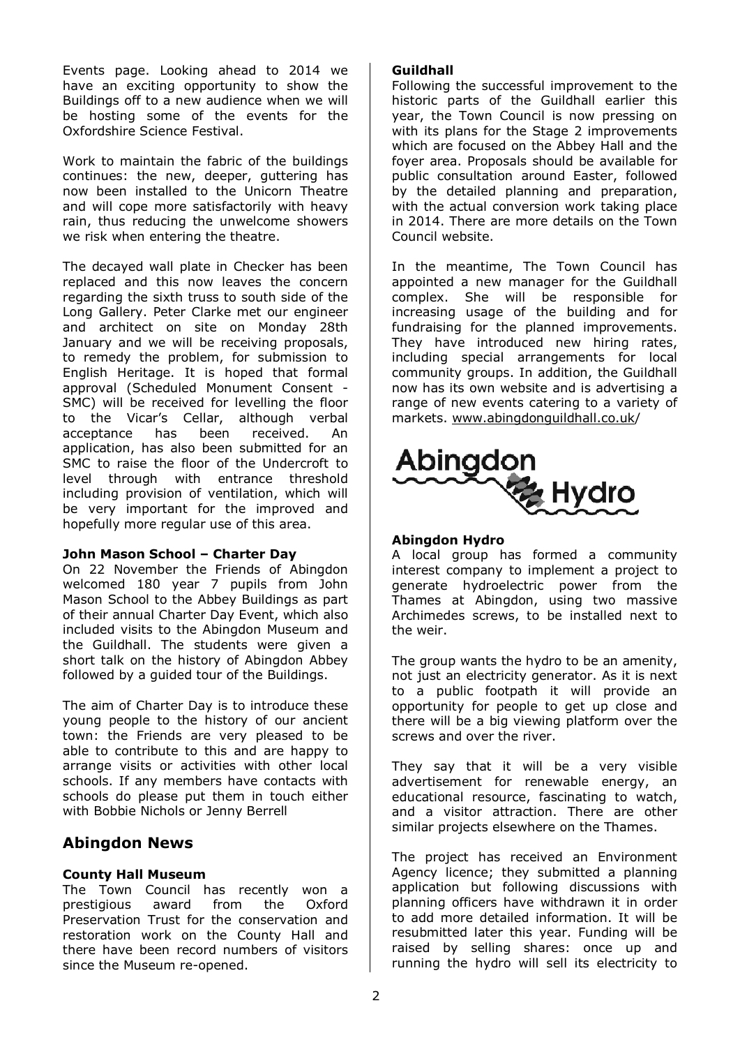Events page. Looking ahead to 2014 we have an exciting opportunity to show the Buildings off to a new audience when we will be hosting some of the events for the Oxfordshire Science Festival.

Work to maintain the fabric of the buildings continues: the new, deeper, guttering has now been installed to the Unicorn Theatre and will cope more satisfactorily with heavy rain, thus reducing the unwelcome showers we risk when entering the theatre.

The decayed wall plate in Checker has been replaced and this now leaves the concern regarding the sixth truss to south side of the Long Gallery. Peter Clarke met our engineer and architect on site on Monday 28th January and we will be receiving proposals, to remedy the problem, for submission to English Heritage. It is hoped that formal approval (Scheduled Monument Consent - SMC) will be received for levelling the floor to the Vicar's Cellar, although verbal acceptance has been received. An application, has also been submitted for an SMC to raise the floor of the Undercroft to level through with entrance threshold including provision of ventilation, which will be very important for the improved and hopefully more regular use of this area.

**John Mason School – Charter Day**

On 22 November the Friends of Abingdon welcomed 180 year 7 pupils from John Mason School to the Abbey Buildings as part of their annual Charter Day Event, which also included visits to the Abingdon Museum and the Guildhall. The students were given a short talk on the history of Abingdon Abbey followed by a guided tour of the Buildings.

The aim of Charter Day is to introduce these young people to the history of our ancient town: the Friends are very pleased to be able to contribute to this and are happy to arrange visits or activities with other local schools. If any members have contacts with schools do please put them in touch either with Bobbie Nichols or Jenny Berrell

## Abingdon News

**County Hall Museum**

The Town Council has recently won a prestigious award from the Oxford Preservation Trust for the conservation and restoration work on the County Hall and there have been record numbers of visitors since the Museum re-opened.

**Guildhall**

Following the successful improvement to the historic parts of the Guildhall earlier this year, the Town Council is now pressing on with its plans for the Stage 2 improvements which are focused on the Abbey Hall and the foyer area. Proposals should be available for public consultation around Easter, followed by the detailed planning and preparation, with the actual conversion work taking place in 2014. There are more details on the Town Council website.

In the meantime, The Town Council has appointed a new manager for the Guildhall complex. She will be responsible for increasing usage of the building and for fundraising for the planned improvements. They have introduced new hiring rates, including special arrangements for local community groups. In addition, the Guildhall now has its own website and is advertising a range of new events catering to a variety of markets. www.abingdonguildhall.co.uk/

Abingdon Hydro

**Abingdon Hydro**

A local group has formed a community interest company to implement a project to generate hydroelectric power from the Thames at Abingdon, using two massive Archimedes screws, to be installed next to the weir.

The group wants the hydro to be an amenity, not just an electricity generator. As it is next to a public footpath it will provide an opportunity for people to get up close and there will be a big viewing platform over the screws and over the river.

They say that it will be a very visible advertisement for renewable energy, an educational resource, fascinating to watch, and a visitor attraction. There are other similar projects elsewhere on the Thames.

The project has received an Environment Agency licence; they submitted a planning application but following discussions with planning officers have withdrawn it in order to add more detailed information. It will be resubmitted later this year. Funding will be raised by selling shares: once up and running the hydro will sell its electricity to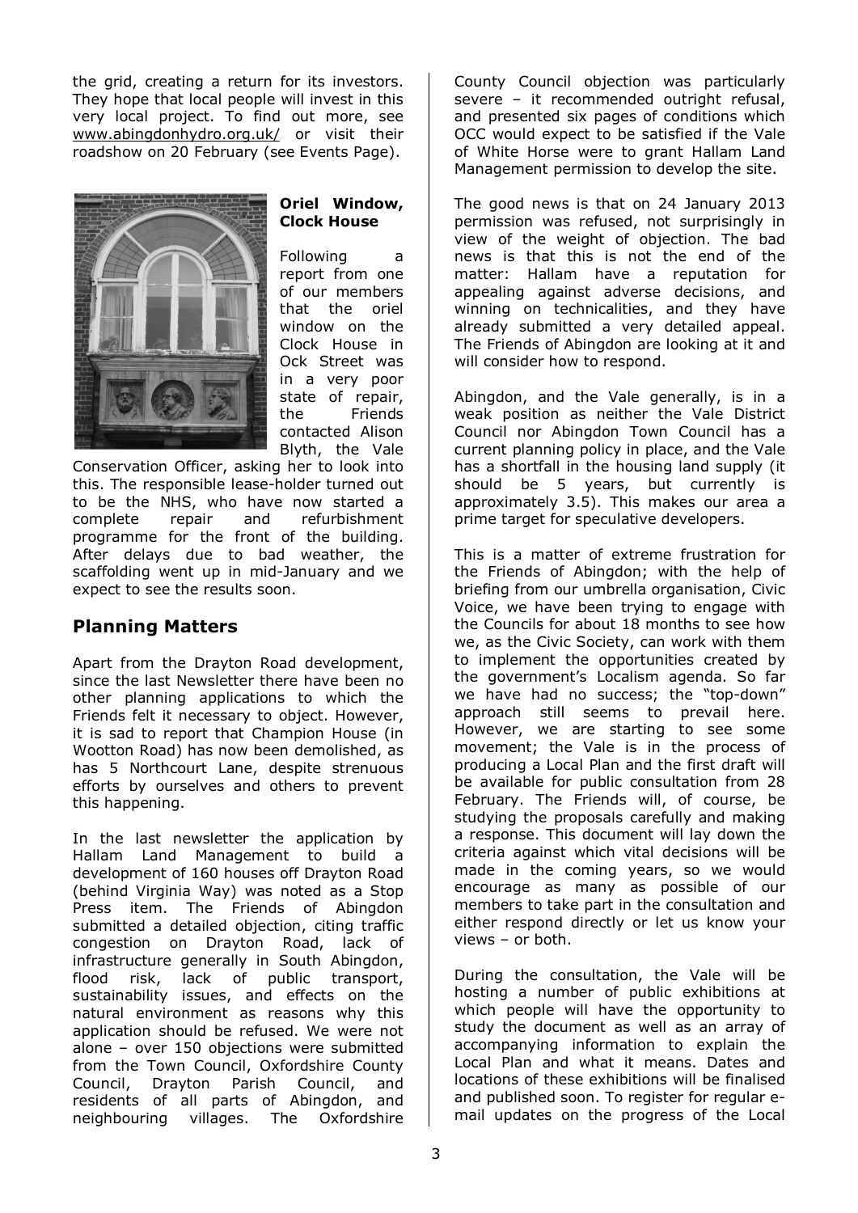the grid, creating a return for its investors. They hope that local people will invest in this very local project. To find out more, see www.abingdonhydro.org.uk/ or visit their roadshow on 20 February (see Events Page).

**Oriel Window, Clock House**

Following a report from one of our members that the oriel window on the Clock House in Ock Street was in a very poor state of repair, the Friends contacted Alison Blyth, the Vale Conservation Officer, asking her to look into this. The responsible lease-holder turned out to be the NHS, who have now started a complete repair and refurbishment programme for the front of the building. After delays due to bad weather, the scaffolding went up in mid-January and we expect to see the results soon.

## Planning Matters

Apart from the Drayton Road development, since the last Newsletter there have been no other planning applications to which the Friends felt it necessary to object. However, it is sad to report that Champion House (in Wootton Road) has now been demolished, as has 5 Northcourt Lane, despite strenuous efforts by ourselves and others to prevent this happening.

In the last newsletter the application by Hallam Land Management to build a development of 160 houses off Drayton Road (behind Virginia Way) was noted as a Stop Press item. The Friends of Abingdon submitted a detailed objection, citing traffic congestion on Drayton Road, lack of infrastructure generally in South Abingdon, flood risk, lack of public transport, sustainability issues, and effects on the natural environment as reasons why this application should be refused. We were not alone – over 150 objections were submitted from the Town Council, Oxfordshire County Council, Drayton Parish Council, and residents of all parts of Abingdon, and neighbouring villages. The Oxfordshire County Council objection was particularly severe – it recommended outright refusal, and presented six pages of conditions which OCC would expect to be satisfied if the Vale of White Horse were to grant Hallam Land Management permission to develop the site.

The good news is that on 24 January 2013 permission was refused, not surprisingly in view of the weight of objection. The bad news is that this is not the end of the matter: Hallam have a reputation for appealing against adverse decisions, and winning on technicalities, and they have already submitted a very detailed appeal. The Friends of Abingdon are looking at it and will consider how to respond.

Abingdon, and the Vale generally, is in a weak position as neither the Vale District Council nor Abingdon Town Council has a current planning policy in place, and the Vale has a shortfall in the housing land supply (it should be 5 years, but currently is approximately 3.5). This makes our area a prime target for speculative developers.

This is a matter of extreme frustration for the Friends of Abingdon; with the help of briefing from our umbrella organisation, Civic Voice, we have been trying to engage with the Councils for about 18 months to see how we, as the Civic Society, can work with them to implement the opportunities created by the government's Localism agenda. So far we have had no success; the "top-down" approach still seems to prevail here. However, we are starting to see some movement; the Vale is in the process of producing a Local Plan and the first draft will be available for public consultation from 28 February. The Friends will, of course, be studying the proposals carefully and making a response. This document will lay down the criteria against which vital decisions will be made in the coming years, so we would encourage as many as possible of our members to take part in the consultation and either respond directly or let us know your views – or both.

During the consultation, the Vale will be hosting a number of public exhibitions at which people will have the opportunity to study the document as well as an array of accompanying information to explain the Local Plan and what it means. Dates and locations of these exhibitions will be finalised and published soon. To register for regular e-mail updates on the progress of the Local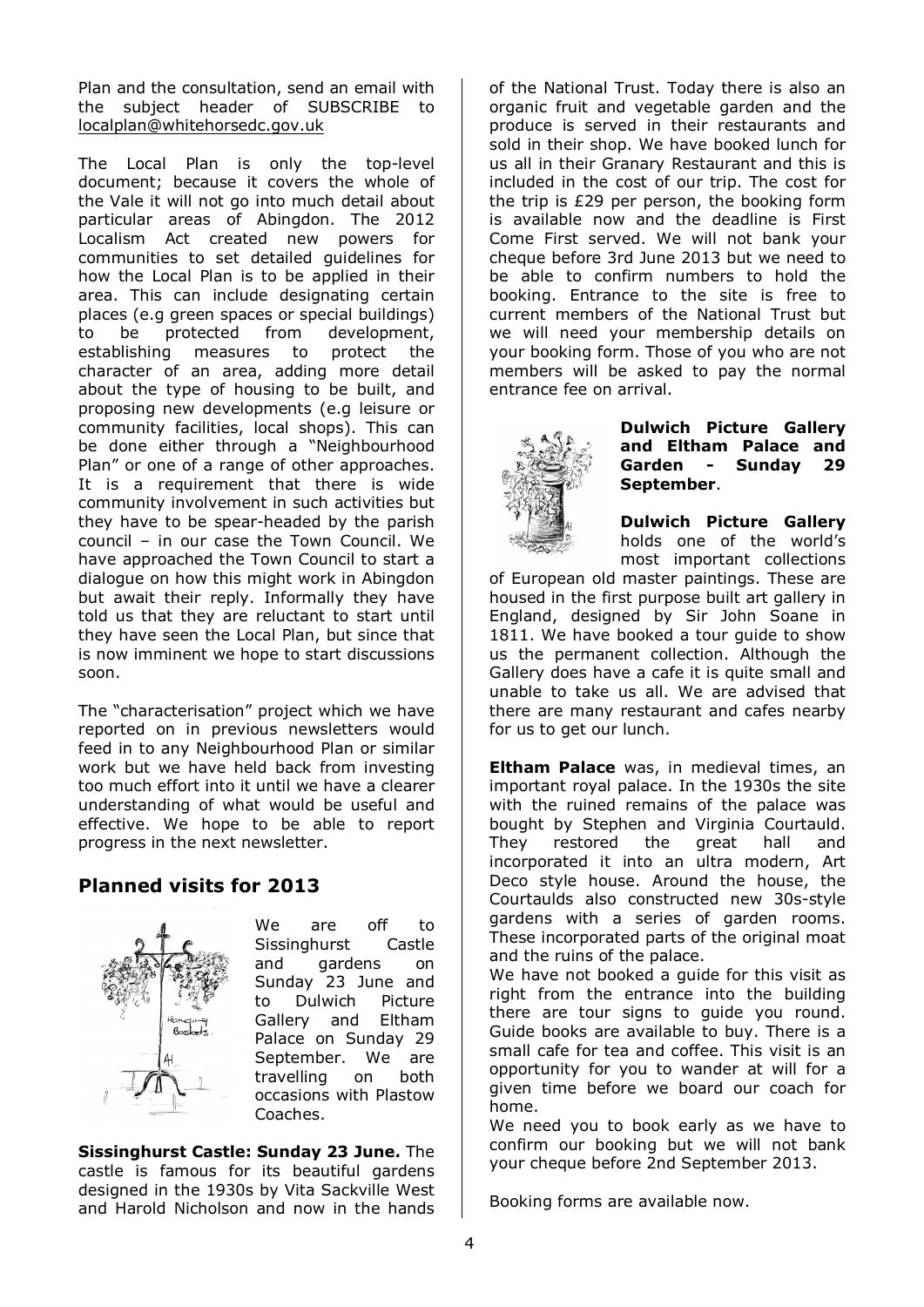Plan and the consultation, send an email with the subject header of SUBSCRIBE to localplan@whitehorsedc.gov.uk

The Local Plan is only the top-level document; because it covers the whole of the Vale it will not go into much detail about particular areas of Abingdon. The 2012 Localism Act created new powers for communities to set detailed guidelines for how the Local Plan is to be applied in their area. This can include designating certain places (e.g green spaces or special buildings) to be protected from development, establishing measures to protect the character of an area, adding more detail about the type of housing to be built, and proposing new developments (e.g leisure or community facilities, local shops). This can be done either through a "Neighbourhood Plan" or one of a range of other approaches. It is a requirement that there is wide community involvement in such activities but they have to be spear-headed by the parish council – in our case the Town Council. We have approached the Town Council to start a dialogue on how this might work in Abingdon but await their reply. Informally they have told us that they are reluctant to start until they have seen the Local Plan, but since that is now imminent we hope to start discussions soon.

The "characterisation" project which we have reported on in previous newsletters would feed in to any Neighbourhood Plan or similar work but we have held back from investing too much effort into it until we have a clearer understanding of what would be useful and effective. We hope to be able to report progress in the next newsletter.

## Planned visits for 2013

We are off to Sissinghurst Castle and gardens on Sunday 23 June and to Dulwich Picture Gallery and Eltham Palace on Sunday 29 September. We are travelling on both occasions with Plastow Coaches.

**Sissinghurst Castle: Sunday 23 June.** The castle is famous for its beautiful gardens designed in the 1930s by Vita Sackville West and Harold Nicholson and now in the hands of the National Trust. Today there is also an organic fruit and vegetable garden and the produce is served in their restaurants and sold in their shop. We have booked lunch for us all in their Granary Restaurant and this is included in the cost of our trip. The cost for the trip is £29 per person, the booking form is available now and the deadline is First Come First served. We will not bank your cheque before 3rd June 2013 but we need to be able to confirm numbers to hold the booking. Entrance to the site is free to current members of the National Trust but we will need your membership details on your booking form. Those of you who are not members will be asked to pay the normal entrance fee on arrival.

**Dulwich Picture Gallery and Eltham Palace and Garden - Sunday 29 September**.

**Dulwich Picture Gallery** holds one of the world's most important collections of European old master paintings. These are housed in the first purpose built art gallery in England, designed by Sir John Soane in 1811. We have booked a tour guide to show us the permanent collection. Although the Gallery does have a cafe it is quite small and unable to take us all. We are advised that there are many restaurant and cafes nearby for us to get our lunch.

**Eltham Palace** was, in medieval times, an important royal palace. In the 1930s the site with the ruined remains of the palace was bought by Stephen and Virginia Courtauld. They restored the great hall and incorporated it into an ultra modern, Art Deco style house. Around the house, the Courtaulds also constructed new 30s-style gardens with a series of garden rooms. These incorporated parts of the original moat and the ruins of the palace.

We have not booked a guide for this visit as right from the entrance into the building there are tour signs to guide you round. Guide books are available to buy. There is a small cafe for tea and coffee. This visit is an opportunity for you to wander at will for a given time before we board our coach for home.

We need you to book early as we have to confirm our booking but we will not bank your cheque before 2nd September 2013.

Booking forms are available now.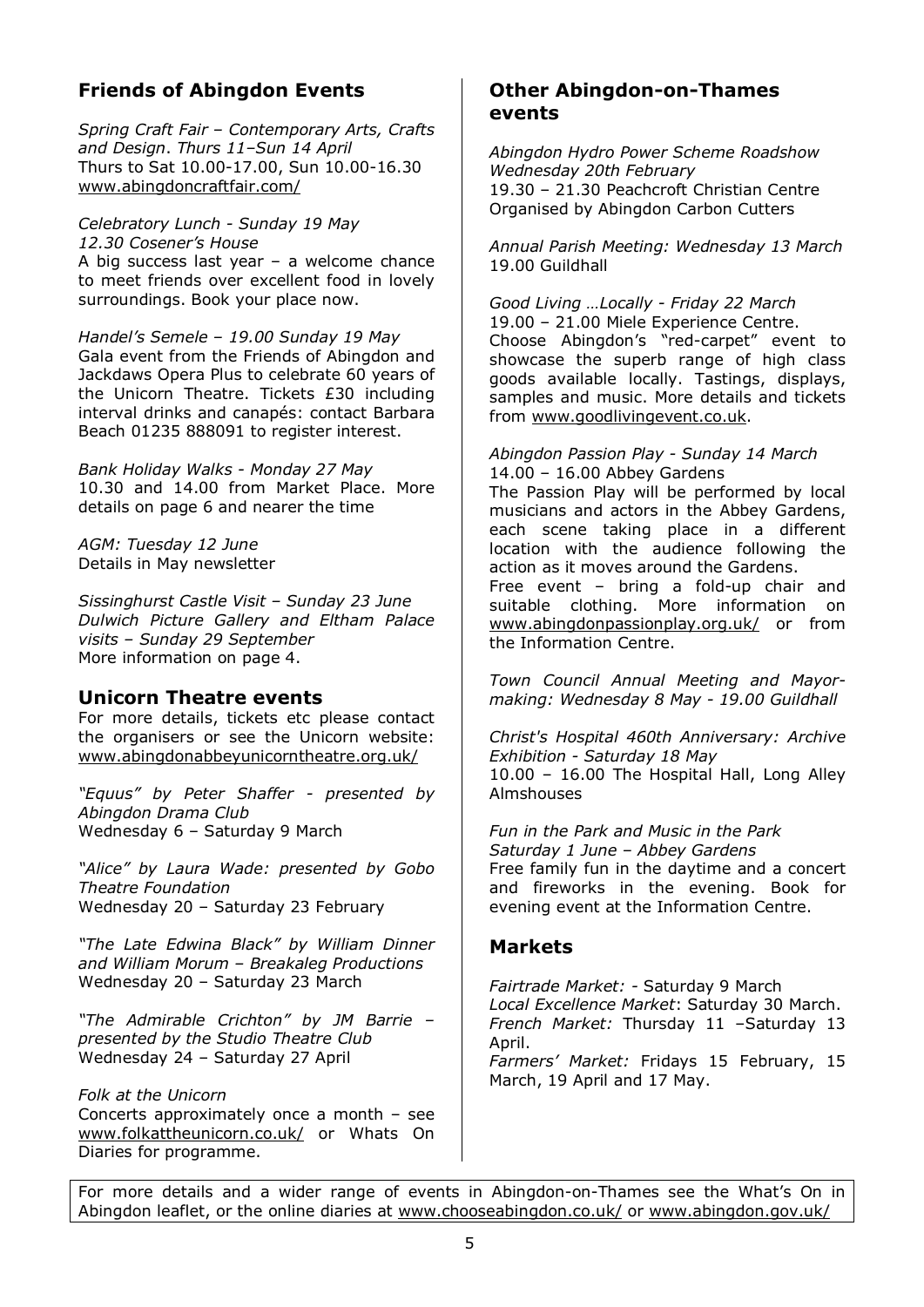## Friends of Abingdon Events

*Spring Craft Fair – Contemporary Arts, Crafts and Design. Thurs 11–Sun 14 April*
Thurs to Sat 10.00-17.00, Sun 10.00-16.30
www.abingdoncraftfair.com/

*Celebratory Lunch - Sunday 19 May*
*12.30 Cosener's House*
A big success last year – a welcome chance to meet friends over excellent food in lovely surroundings. Book your place now.

*Handel's Semele – 19.00 Sunday 19 May*
Gala event from the Friends of Abingdon and Jackdaws Opera Plus to celebrate 60 years of the Unicorn Theatre. Tickets £30 including interval drinks and canapés: contact Barbara Beach 01235 888091 to register interest.

*Bank Holiday Walks - Monday 27 May*
10.30 and 14.00 from Market Place. More details on page 6 and nearer the time

*AGM: Tuesday 12 June*
Details in May newsletter

*Sissinghurst Castle Visit – Sunday 23 June*
*Dulwich Picture Gallery and Eltham Palace visits – Sunday 29 September*
More information on page 4.

## Unicorn Theatre events

For more details, tickets etc please contact the organisers or see the Unicorn website: www.abingdonabbeyunicorntheatre.org.uk/

*"Equus" by Peter Shaffer - presented by Abingdon Drama Club*
Wednesday 6 – Saturday 9 March

*"Alice" by Laura Wade: presented by Gobo Theatre Foundation*
Wednesday 20 – Saturday 23 February

*"The Late Edwina Black" by William Dinner and William Morum – Breakaleg Productions*
Wednesday 20 – Saturday 23 March

*"The Admirable Crichton" by JM Barrie – presented by the Studio Theatre Club*
Wednesday 24 – Saturday 27 April

*Folk at the Unicorn*
Concerts approximately once a month – see www.folkattheunicorn.co.uk/ or Whats On Diaries for programme.

## Other Abingdon-on-Thames events

*Abingdon Hydro Power Scheme Roadshow Wednesday 20th February*
19.30 – 21.30 Peachcroft Christian Centre
Organised by Abingdon Carbon Cutters

*Annual Parish Meeting: Wednesday 13 March*
19.00 Guildhall

*Good Living …Locally - Friday 22 March*
19.00 – 21.00 Miele Experience Centre.
Choose Abingdon's "red-carpet" event to showcase the superb range of high class goods available locally. Tastings, displays, samples and music. More details and tickets from www.goodlivingevent.co.uk.

*Abingdon Passion Play - Sunday 14 March*
14.00 – 16.00 Abbey Gardens
The Passion Play will be performed by local musicians and actors in the Abbey Gardens, each scene taking place in a different location with the audience following the action as it moves around the Gardens.
Free event – bring a fold-up chair and suitable clothing. More information on www.abingdonpassionplay.org.uk/ or from the Information Centre.

*Town Council Annual Meeting and Mayor-making: Wednesday 8 May - 19.00 Guildhall*

*Christ's Hospital 460th Anniversary: Archive Exhibition - Saturday 18 May*
10.00 – 16.00 The Hospital Hall, Long Alley Almshouses

*Fun in the Park and Music in the Park*
*Saturday 1 June – Abbey Gardens*
Free family fun in the daytime and a concert and fireworks in the evening. Book for evening event at the Information Centre.

## Markets

*Fairtrade Market:* - Saturday 9 March
*Local Excellence Market*: Saturday 30 March.
*French Market:* Thursday 11 –Saturday 13 April.
*Farmers' Market:* Fridays 15 February, 15 March, 19 April and 17 May.

For more details and a wider range of events in Abingdon-on-Thames see the What's On in Abingdon leaflet, or the online diaries at www.chooseabingdon.co.uk/ or www.abingdon.gov.uk/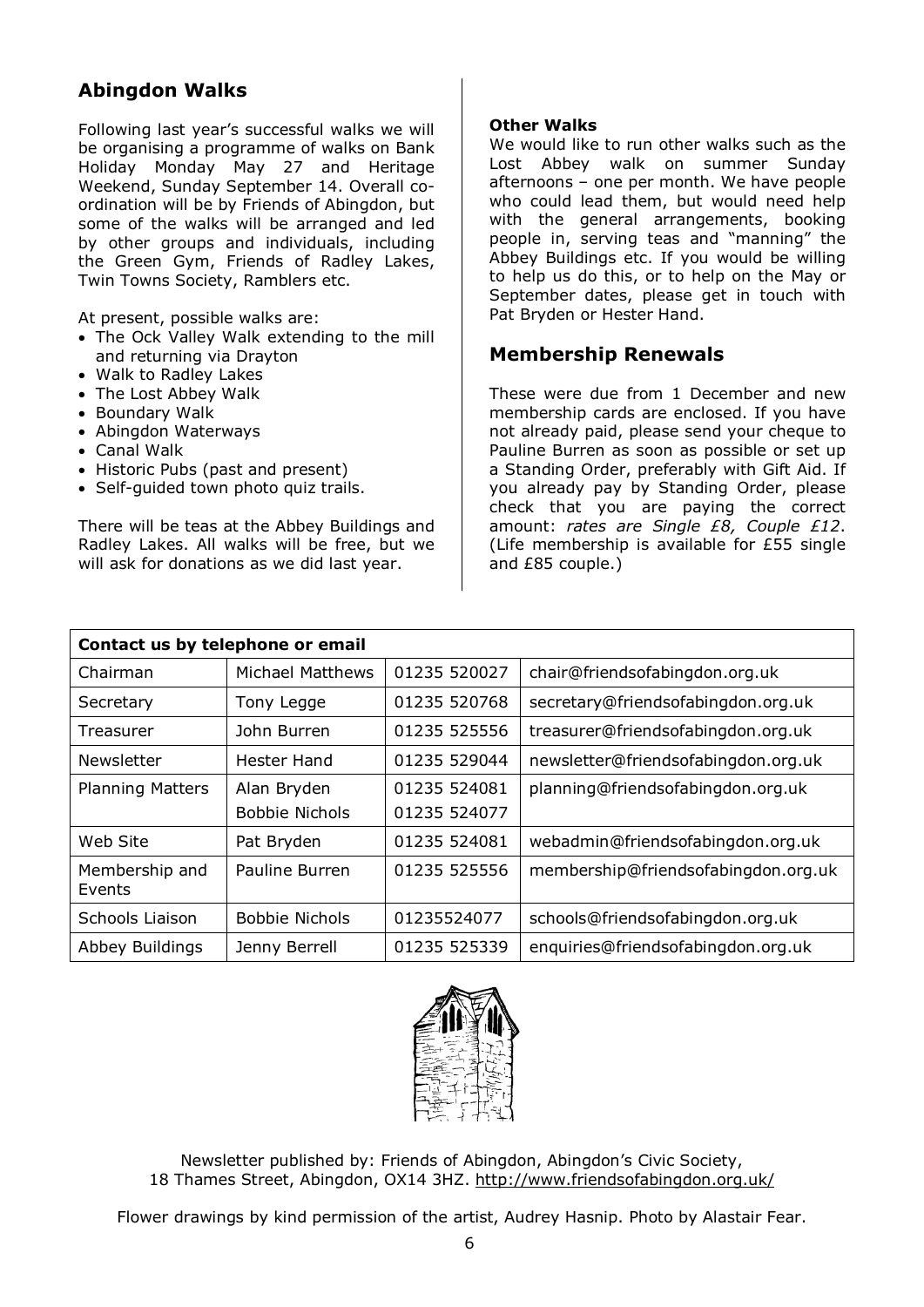## Abingdon Walks

Following last year's successful walks we will be organising a programme of walks on Bank Holiday Monday May 27 and Heritage Weekend, Sunday September 14. Overall co-ordination will be by Friends of Abingdon, but some of the walks will be arranged and led by other groups and individuals, including the Green Gym, Friends of Radley Lakes, Twin Towns Society, Ramblers etc.

At present, possible walks are:

- The Ock Valley Walk extending to the mill and returning via Drayton
- Walk to Radley Lakes
- The Lost Abbey Walk
- Boundary Walk
- Abingdon Waterways
- Canal Walk
- Historic Pubs (past and present)
- Self-guided town photo quiz trails.

There will be teas at the Abbey Buildings and Radley Lakes. All walks will be free, but we will ask for donations as we did last year.

**Other Walks**

We would like to run other walks such as the Lost Abbey walk on summer Sunday afternoons – one per month. We have people who could lead them, but would need help with the general arrangements, booking people in, serving teas and "manning" the Abbey Buildings etc. If you would be willing to help us do this, or to help on the May or September dates, please get in touch with Pat Bryden or Hester Hand.

## Membership Renewals

These were due from 1 December and new membership cards are enclosed. If you have not already paid, please send your cheque to Pauline Burren as soon as possible or set up a Standing Order, preferably with Gift Aid. If you already pay by Standing Order, please check that you are paying the correct amount: *rates are Single £8, Couple £12*. (Life membership is available for £55 single and £85 couple.)

| **Contact us by telephone or email** | | | |
|---|---|---|---|
| Chairman | Michael Matthews | 01235 520027 | chair@friendsofabingdon.org.uk |
| Secretary | Tony Legge | 01235 520768 | secretary@friendsofabingdon.org.uk |
| Treasurer | John Burren | 01235 525556 | treasurer@friendsofabingdon.org.uk |
| Newsletter | Hester Hand | 01235 529044 | newsletter@friendsofabingdon.org.uk |
| Planning Matters | Alan Bryden<br>Bobbie Nichols | 01235 524081<br>01235 524077 | planning@friendsofabingdon.org.uk |
| Web Site | Pat Bryden | 01235 524081 | webadmin@friendsofabingdon.org.uk |
| Membership and Events | Pauline Burren | 01235 525556 | membership@friendsofabingdon.org.uk |
| Schools Liaison | Bobbie Nichols | 01235524077 | schools@friendsofabingdon.org.uk |
| Abbey Buildings | Jenny Berrell | 01235 525339 | enquiries@friendsofabingdon.org.uk |

Newsletter published by: Friends of Abingdon, Abingdon's Civic Society, 18 Thames Street, Abingdon, OX14 3HZ. http://www.friendsofabingdon.org.uk/

Flower drawings by kind permission of the artist, Audrey Hasnip. Photo by Alastair Fear.